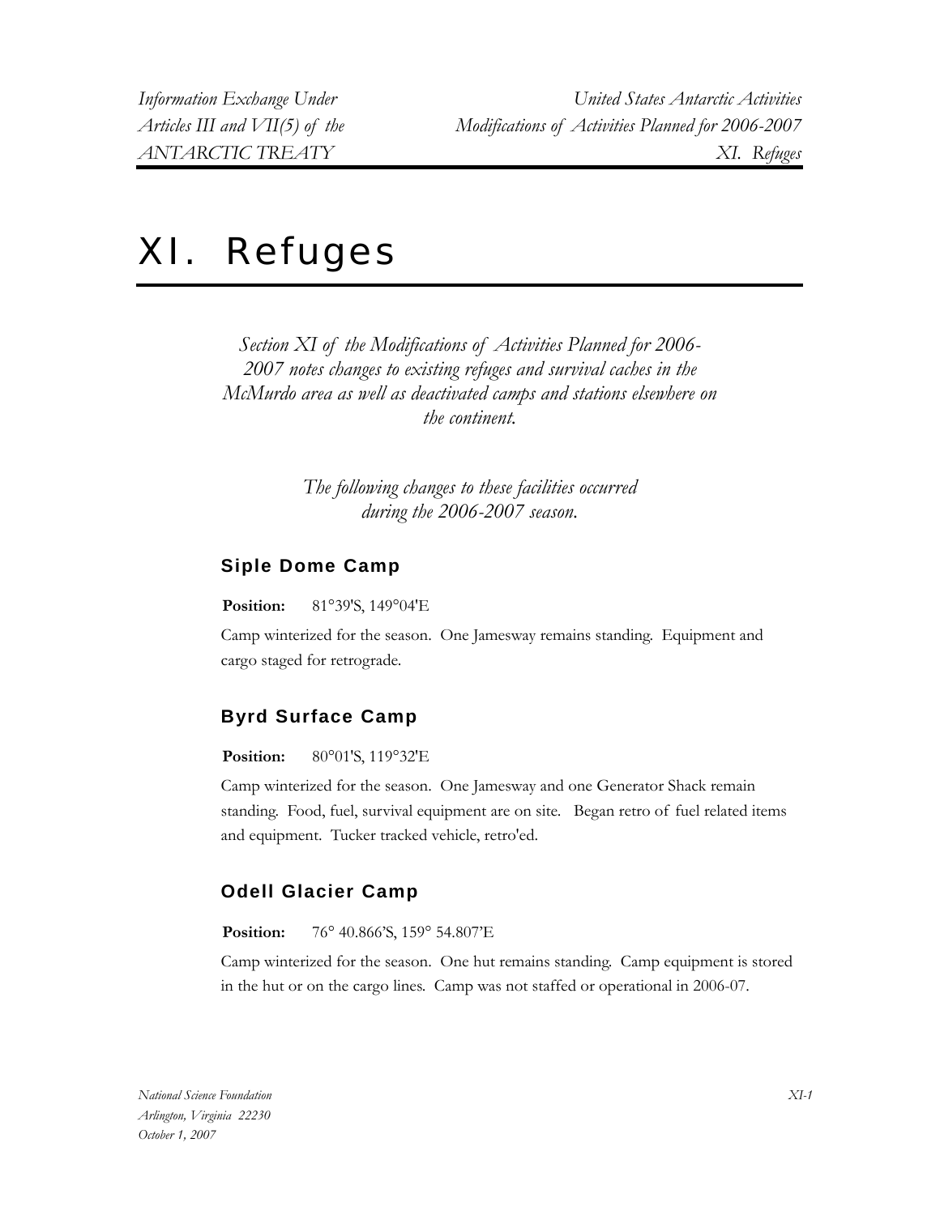# XI. Refuges

*Section XI of the Modifications of Activities Planned for 2006-2007 notes changes to existing refuges and survival caches in the McMurdo area as well as deactivated camps and stations elsewhere on the continent.*

*The following changes to these facilities occurred during the 2006-2007 season.*

## Siple Dome Camp

**Position:** 81°39'S, 149°04'E

Camp winterized for the season. One Jamesway remains standing. Equipment and cargo staged for retrograde.

## Byrd Surface Camp

**Position:** 80°01'S, 119°32'E

Camp winterized for the season. One Jamesway and one Generator Shack remain standing. Food, fuel, survival equipment are on site. Began retro of fuel related items and equipment. Tucker tracked vehicle, retro'ed.

## Odell Glacier Camp

**Position:** 76° 40.866'S, 159° 54.807'E

Camp winterized for the season. One hut remains standing. Camp equipment is stored in the hut or on the cargo lines. Camp was not staffed or operational in 2006-07.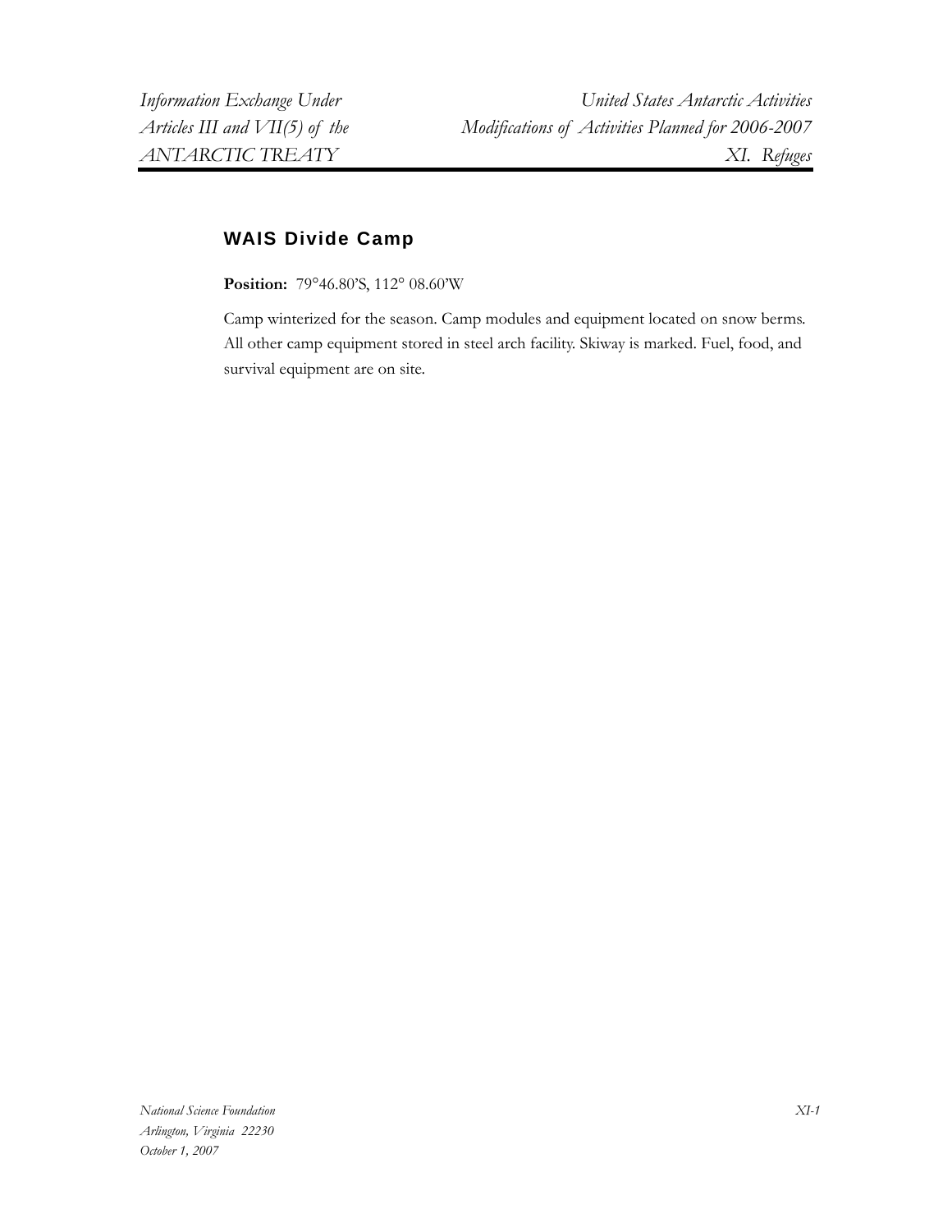## WAIS Divide Camp

**Position:** 79°46.80'S, 112° 08.60'W

Camp winterized for the season. Camp modules and equipment located on snow berms. All other camp equipment stored in steel arch facility. Skiway is marked. Fuel, food, and survival equipment are on site.